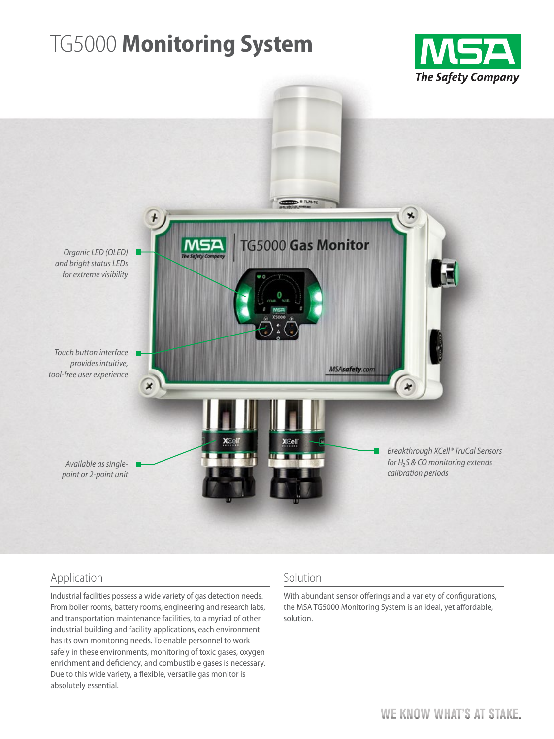# TG5000 **Monitoring System**

MSA
*The Safety Company*

*Organic LED (OLED) and bright status LEDs for extreme visibility*

*Touch button interface provides intuitive, tool-free user experience*

*Available as single-point or 2-point unit*

*Breakthrough XCell® TruCal Sensors for $H_2S$ & CO monitoring extends calibration periods*

## Application

Industrial facilities possess a wide variety of gas detection needs. From boiler rooms, battery rooms, engineering and research labs, and transportation maintenance facilities, to a myriad of other industrial building and facility applications, each environment has its own monitoring needs. To enable personnel to work safely in these environments, monitoring of toxic gases, oxygen enrichment and deficiency, and combustible gases is necessary. Due to this wide variety, a flexible, versatile gas monitor is absolutely essential.

## Solution

With abundant sensor offerings and a variety of configurations, the MSA TG5000 Monitoring System is an ideal, yet affordable, solution.

WE KNOW WHAT'S AT STAKE.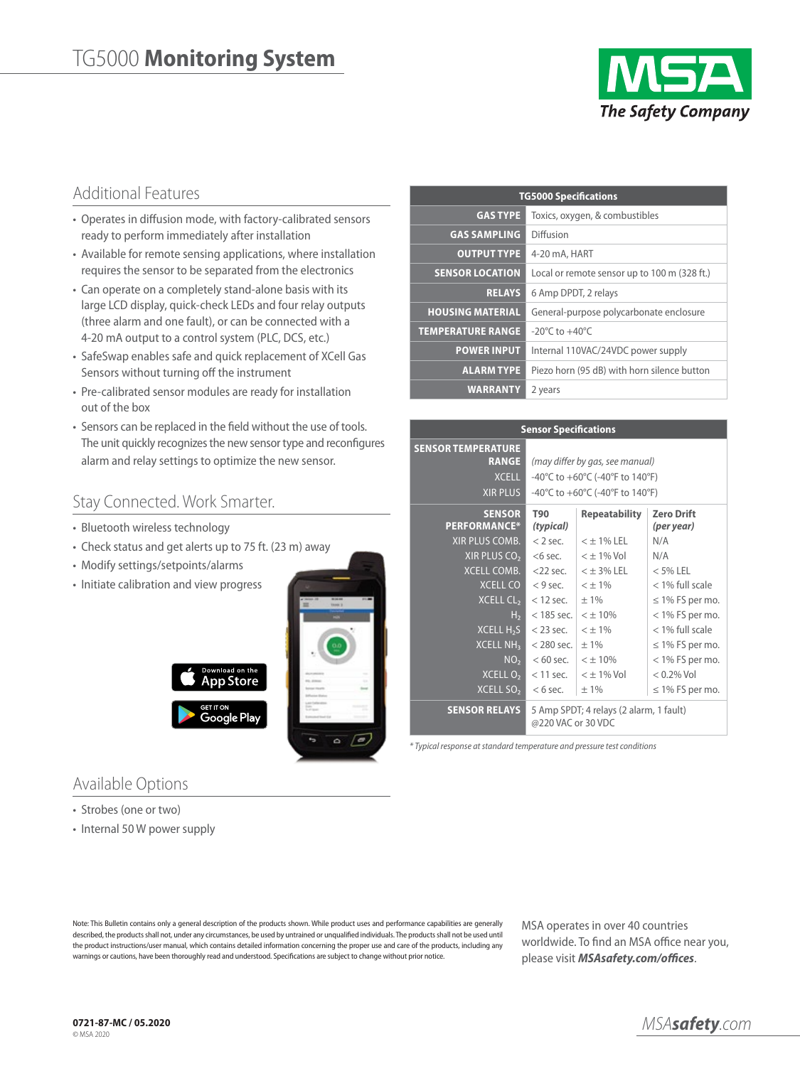# TG5000 **Monitoring System**

## Additional Features

- Operates in diffusion mode, with factory-calibrated sensors ready to perform immediately after installation
- Available for remote sensing applications, where installation requires the sensor to be separated from the electronics
- Can operate on a completely stand-alone basis with its large LCD display, quick-check LEDs and four relay outputs (three alarm and one fault), or can be connected with a 4-20 mA output to a control system (PLC, DCS, etc.)
- SafeSwap enables safe and quick replacement of XCell Gas Sensors without turning off the instrument
- Pre-calibrated sensor modules are ready for installation out of the box
- Sensors can be replaced in the field without the use of tools. The unit quickly recognizes the new sensor type and reconfigures alarm and relay settings to optimize the new sensor.

## Stay Connected. Work Smarter.

- Bluetooth wireless technology
- Check status and get alerts up to 75 ft. (23 m) away
- Modify settings/setpoints/alarms
- Initiate calibration and view progress

Download on the App Store

GET IT ON Google Play

## Available Options

- Strobes (one or two)
- Internal 50 W power supply

| TG5000 Specifications | |
|---|---|
| **GAS TYPE** | Toxics, oxygen, & combustibles |
| **GAS SAMPLING** | Diffusion |
| **OUTPUT TYPE** | 4-20 mA, HART |
| **SENSOR LOCATION** | Local or remote sensor up to 100 m (328 ft.) |
| **RELAYS** | 6 Amp DPDT, 2 relays |
| **HOUSING MATERIAL** | General-purpose polycarbonate enclosure |
| **TEMPERATURE RANGE** | -20°C to +40°C |
| **POWER INPUT** | Internal 110VAC/24VDC power supply |
| **ALARM TYPE** | Piezo horn (95 dB) with horn silence button |
| **WARRANTY** | 2 years |

| Sensor Specifications | | | |
|---|---|---|---|
| **SENSOR TEMPERATURE RANGE** | *(may differ by gas, see manual)* | | |
| XCELL | -40°C to +60°C (-40°F to 140°F) | | |
| XIR PLUS | -40°C to +60°C (-40°F to 140°F) | | |
| **SENSOR PERFORMANCE*** | **T90** *(typical)* | **Repeatability** | **Zero Drift** *(per year)* |
| XIR PLUS COMB. | < 2 sec. | < ± 1% LEL | N/A |
| XIR PLUS $CO_2$ | <6 sec. | < ± 1% Vol | N/A |
| XCELL COMB. | <22 sec. | < ± 3% LEL | < 5% LEL |
| XCELL CO | < 9 sec. | < ± 1% | < 1% full scale |
| XCELL $CL_2$ | < 12 sec. | ± 1% | ≤ 1% FS per mo. |
| $H_2$ | < 185 sec. | < ± 10% | < 1% FS per mo. |
| XCELL $H_2S$ | < 23 sec. | < ± 1% | < 1% full scale |
| XCELL $NH_3$ | < 280 sec. | ± 1% | ≤ 1% FS per mo. |
| $NO_2$ | < 60 sec. | < ± 10% | < 1% FS per mo. |
| XCELL $O_2$ | < 11 sec. | < ± 1% Vol | < 0.2% Vol |
| XCELL $SO_2$ | < 6 sec. | ± 1% | ≤ 1% FS per mo. |
| **SENSOR RELAYS** | 5 Amp SPDT; 4 relays (2 alarm, 1 fault) @220 VAC or 30 VDC | | |

*\* Typical response at standard temperature and pressure test conditions*

Note: This Bulletin contains only a general description of the products shown. While product uses and performance capabilities are generally described, the products shall not, under any circumstances, be used by untrained or unqualified individuals. The products shall not be used until the product instructions/user manual, which contains detailed information concerning the proper use and care of the products, including any warnings or cautions, have been thoroughly read and understood. Specifications are subject to change without prior notice.

MSA operates in over 40 countries worldwide. To find an MSA office near you, please visit ***MSAsafety.com/offices***.

**0721-87-MC / 05.2020**
© MSA 2020

MSA**safety**.com